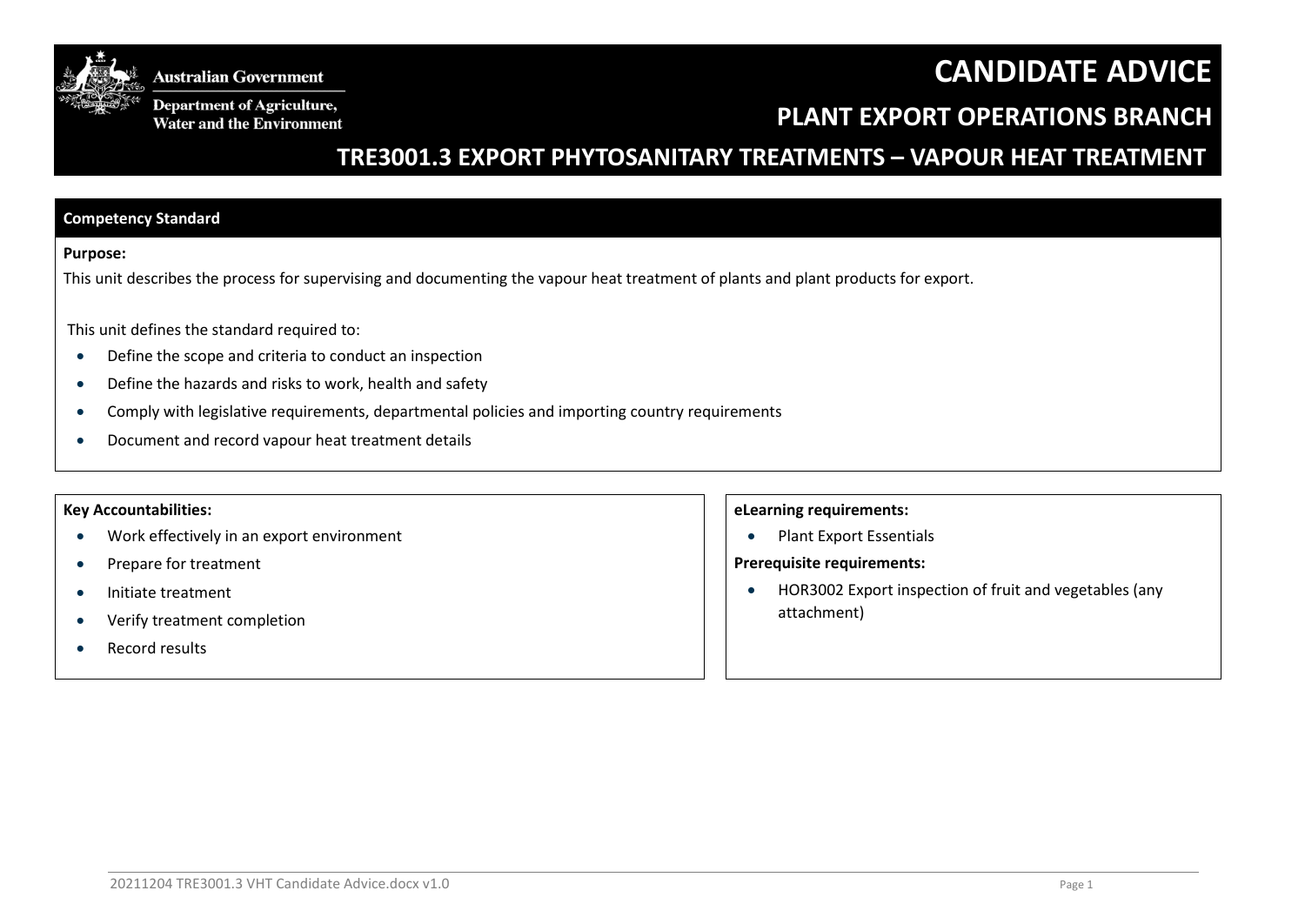Australian Government

Department of Agriculture, Water and the Environment

# CANDIDATE ADVICE

## PLANT EXPORT OPERATIONS BRANCH

## TRE3001.3 EXPORT PHYTOSANITARY TREATMENTS – VAPOUR HEAT TREATMENT

### Competency Standard

**Purpose:**

This unit describes the process for supervising and documenting the vapour heat treatment of plants and plant products for export.

This unit defines the standard required to:

- Define the scope and criteria to conduct an inspection
- Define the hazards and risks to work, health and safety
- Comply with legislative requirements, departmental policies and importing country requirements
- Document and record vapour heat treatment details

**Key Accountabilities:**

- Work effectively in an export environment
- Prepare for treatment
- Initiate treatment
- Verify treatment completion
- Record results

**eLearning requirements:**

- Plant Export Essentials

**Prerequisite requirements:**

- HOR3002 Export inspection of fruit and vegetables (any attachment)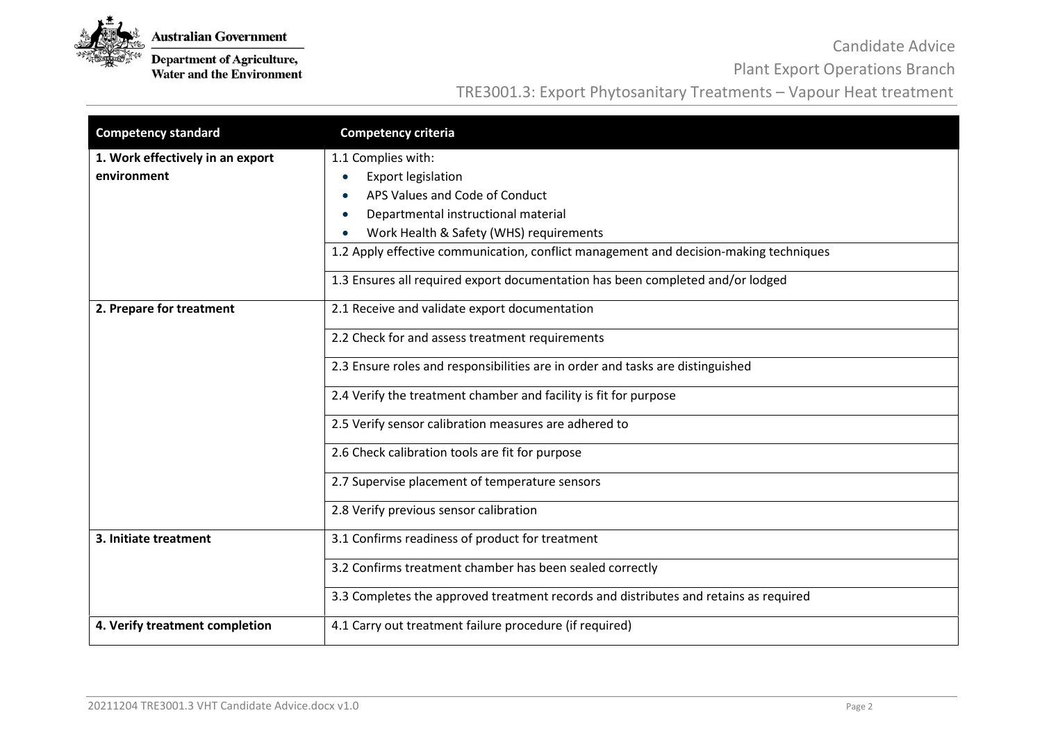| Competency standard | Competency criteria |
| --- | --- |
| **1. Work effectively in an export environment** | 1.1 Complies with:<br>• Export legislation<br>• APS Values and Code of Conduct<br>• Departmental instructional material<br>• Work Health & Safety (WHS) requirements |
| | 1.2 Apply effective communication, conflict management and decision-making techniques |
| | 1.3 Ensures all required export documentation has been completed and/or lodged |
| **2. Prepare for treatment** | 2.1 Receive and validate export documentation |
| | 2.2 Check for and assess treatment requirements |
| | 2.3 Ensure roles and responsibilities are in order and tasks are distinguished |
| | 2.4 Verify the treatment chamber and facility is fit for purpose |
| | 2.5 Verify sensor calibration measures are adhered to |
| | 2.6 Check calibration tools are fit for purpose |
| | 2.7 Supervise placement of temperature sensors |
| | 2.8 Verify previous sensor calibration |
| **3. Initiate treatment** | 3.1 Confirms readiness of product for treatment |
| | 3.2 Confirms treatment chamber has been sealed correctly |
| | 3.3 Completes the approved treatment records and distributes and retains as required |
| **4. Verify treatment completion** | 4.1 Carry out treatment failure procedure (if required) |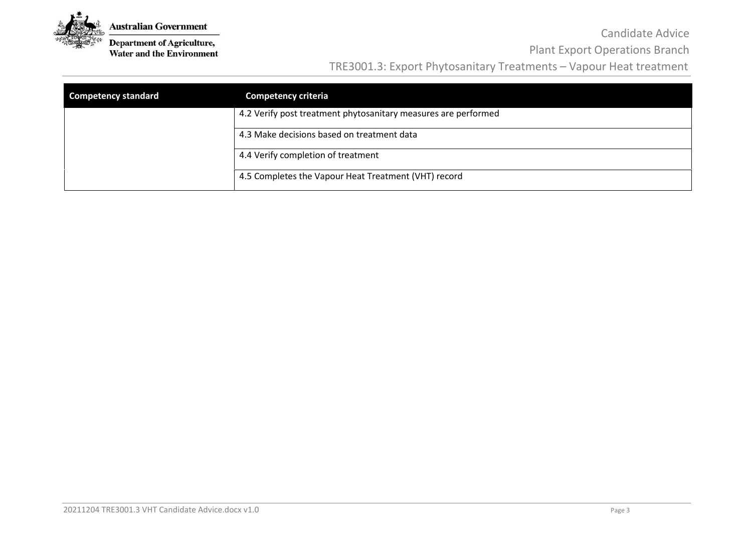| Competency standard | Competency criteria |
| --- | --- |
| | 4.2 Verify post treatment phytosanitary measures are performed |
| | 4.3 Make decisions based on treatment data |
| | 4.4 Verify completion of treatment |
| | 4.5 Completes the Vapour Heat Treatment (VHT) record |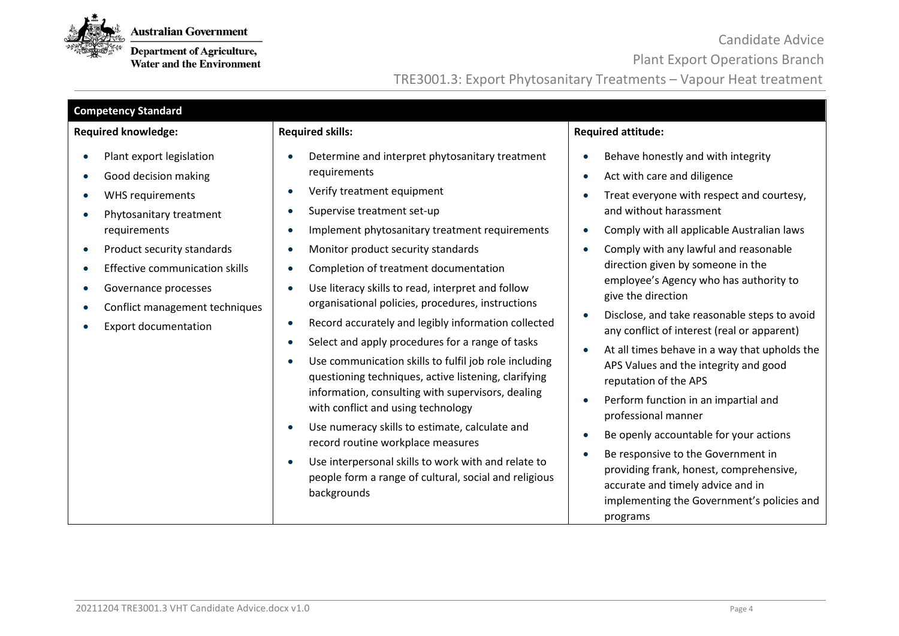## Competency Standard

| Required knowledge: | Required skills: | Required attitude: |
|---|---|---|
| • Plant export legislation<br>• Good decision making<br>• WHS requirements<br>• Phytosanitary treatment requirements<br>• Product security standards<br>• Effective communication skills<br>• Governance processes<br>• Conflict management techniques<br>• Export documentation | • Determine and interpret phytosanitary treatment requirements<br>• Verify treatment equipment<br>• Supervise treatment set-up<br>• Implement phytosanitary treatment requirements<br>• Monitor product security standards<br>• Completion of treatment documentation<br>• Use literacy skills to read, interpret and follow organisational policies, procedures, instructions<br>• Record accurately and legibly information collected<br>• Select and apply procedures for a range of tasks<br>• Use communication skills to fulfil job role including questioning techniques, active listening, clarifying information, consulting with supervisors, dealing with conflict and using technology<br>• Use numeracy skills to estimate, calculate and record routine workplace measures<br>• Use interpersonal skills to work with and relate to people form a range of cultural, social and religious backgrounds | • Behave honestly and with integrity<br>• Act with care and diligence<br>• Treat everyone with respect and courtesy, and without harassment<br>• Comply with all applicable Australian laws<br>• Comply with any lawful and reasonable direction given by someone in the employee's Agency who has authority to give the direction<br>• Disclose, and take reasonable steps to avoid any conflict of interest (real or apparent)<br>• At all times behave in a way that upholds the APS Values and the integrity and good reputation of the APS<br>• Perform function in an impartial and professional manner<br>• Be openly accountable for your actions<br>• Be responsive to the Government in providing frank, honest, comprehensive, accurate and timely advice and in implementing the Government's policies and programs |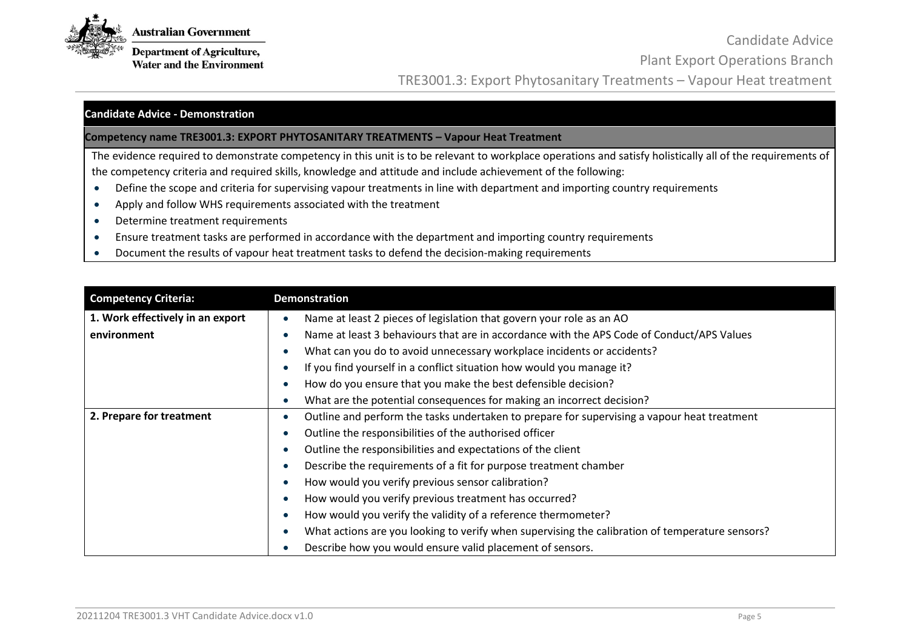| Candidate Advice - Demonstration |
|---|
| **Competency name TRE3001.3: EXPORT PHYTOSANITARY TREATMENTS – Vapour Heat Treatment** |
| The evidence required to demonstrate competency in this unit is to be relevant to workplace operations and satisfy holistically all of the requirements of the competency criteria and required skills, knowledge and attitude and include achievement of the following:<br>• Define the scope and criteria for supervising vapour treatments in line with department and importing country requirements<br>• Apply and follow WHS requirements associated with the treatment<br>• Determine treatment requirements<br>• Ensure treatment tasks are performed in accordance with the department and importing country requirements<br>• Document the results of vapour heat treatment tasks to defend the decision-making requirements |

| Competency Criteria: | Demonstration |
|---|---|
| **1. Work effectively in an export environment** | • Name at least 2 pieces of legislation that govern your role as an AO<br>• Name at least 3 behaviours that are in accordance with the APS Code of Conduct/APS Values<br>• What can you do to avoid unnecessary workplace incidents or accidents?<br>• If you find yourself in a conflict situation how would you manage it?<br>• How do you ensure that you make the best defensible decision?<br>• What are the potential consequences for making an incorrect decision? |
| **2. Prepare for treatment** | • Outline and perform the tasks undertaken to prepare for supervising a vapour heat treatment<br>• Outline the responsibilities of the authorised officer<br>• Outline the responsibilities and expectations of the client<br>• Describe the requirements of a fit for purpose treatment chamber<br>• How would you verify previous sensor calibration?<br>• How would you verify previous treatment has occurred?<br>• How would you verify the validity of a reference thermometer?<br>• What actions are you looking to verify when supervising the calibration of temperature sensors?<br>• Describe how you would ensure valid placement of sensors. |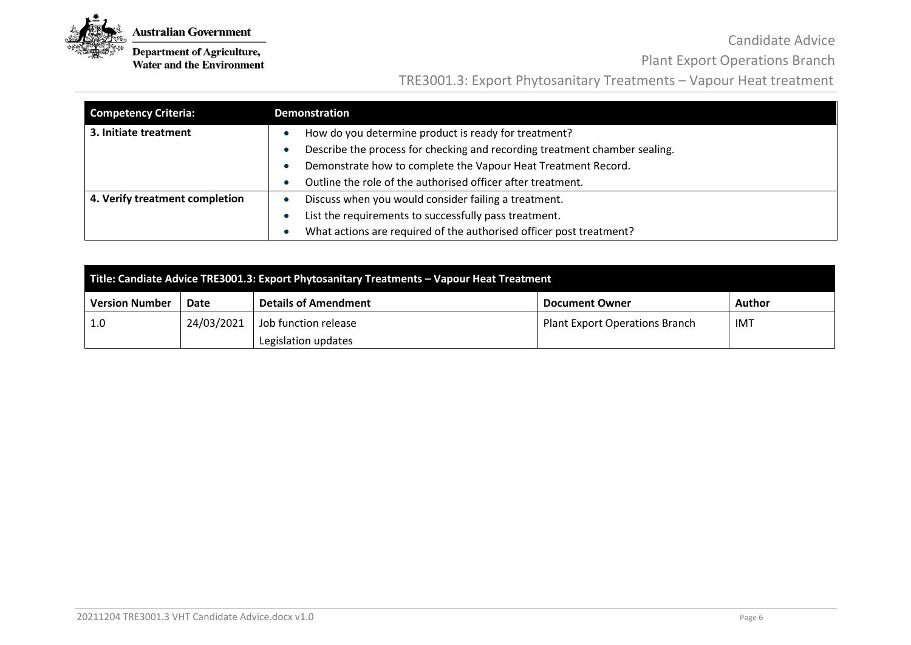| Competency Criteria: | Demonstration |
|---|---|
| **3. Initiate treatment** | • How do you determine product is ready for treatment?<br>• Describe the process for checking and recording treatment chamber sealing.<br>• Demonstrate how to complete the Vapour Heat Treatment Record.<br>• Outline the role of the authorised officer after treatment. |
| **4. Verify treatment completion** | • Discuss when you would consider failing a treatment.<br>• List the requirements to successfully pass treatment.<br>• What actions are required of the authorised officer post treatment? |

| Title: Candiate Advice TRE3001.3: Export Phytosanitary Treatments – Vapour Heat Treatment | | | | |
|---|---|---|---|---|
| **Version Number** | **Date** | **Details of Amendment** | **Document Owner** | **Author** |
| 1.0 | 24/03/2021 | Job function release<br>Legislation updates | Plant Export Operations Branch | IMT |